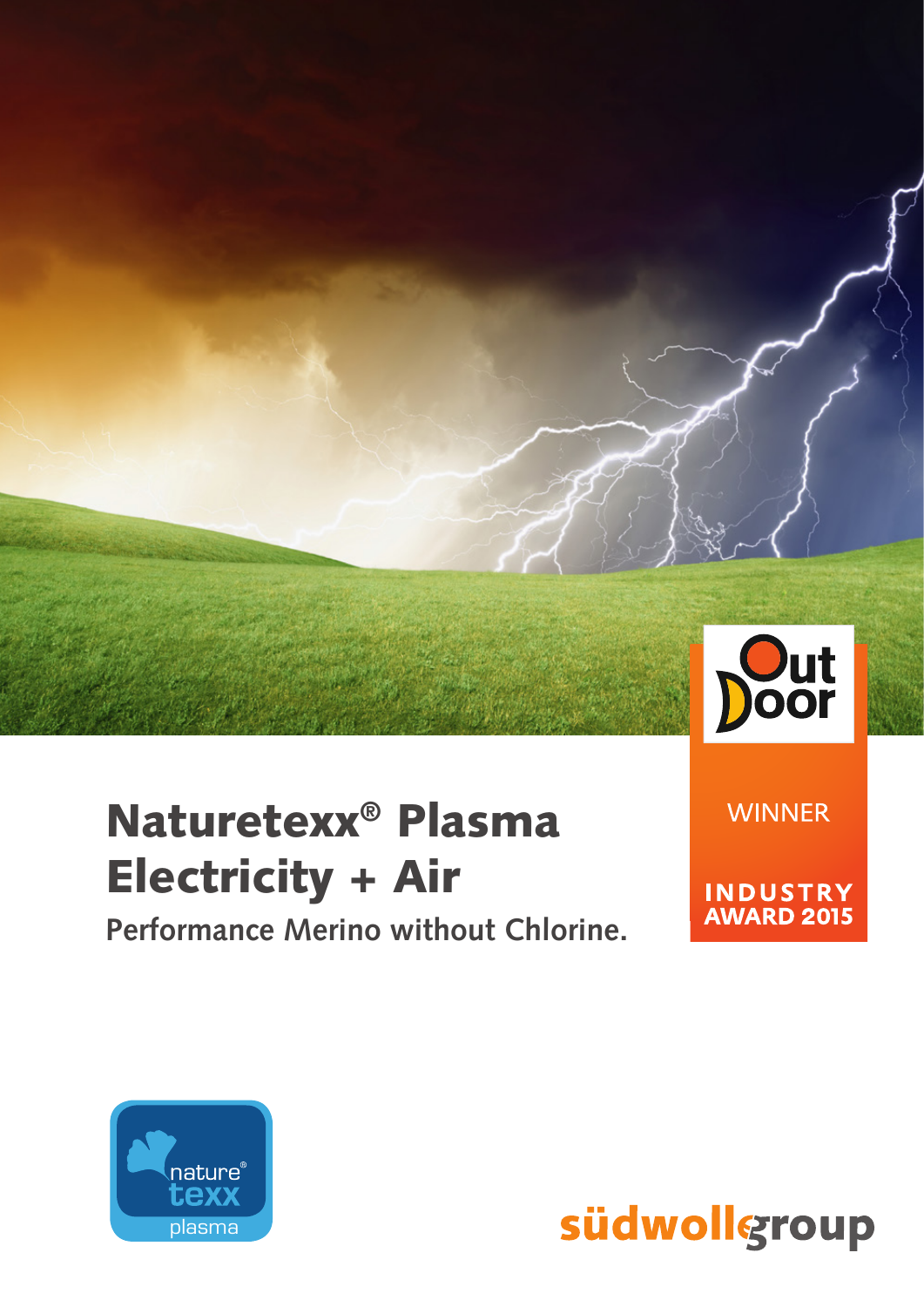# Naturetexx® Plasma Electricity + Air

**Performance Merino without Chlorine.**

OutDoor

WINNER

INDUSTRY AWARD 2015

nature® texx plasma

südwollgroup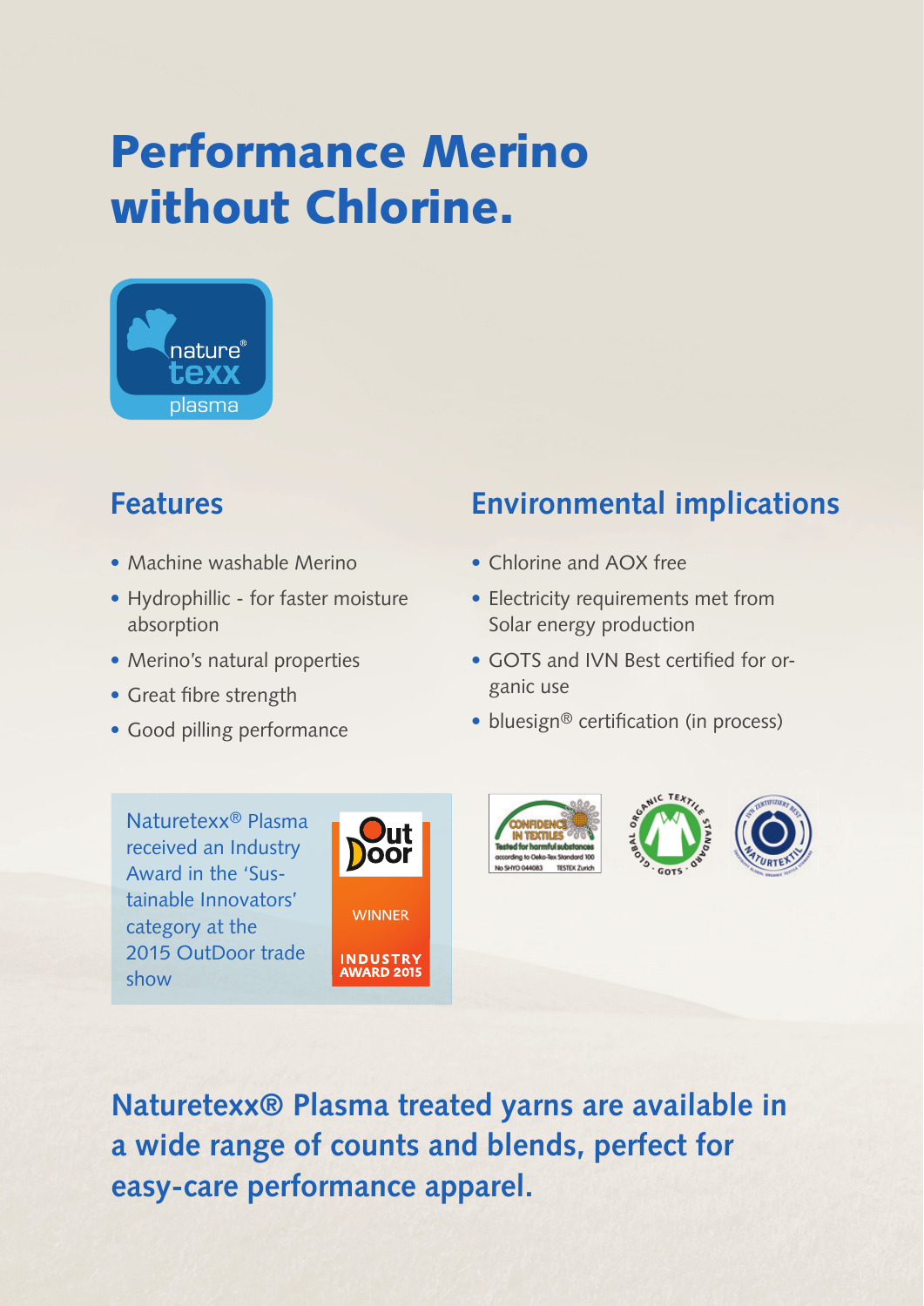# Performance Merino without Chlorine.

nature® texx plasma

## Features

- Machine washable Merino
- Hydrophillic - for faster moisture absorption
- Merino's natural properties
- Great fibre strength
- Good pilling performance

## Environmental implications

- Chlorine and AOX free
- Electricity requirements met from Solar energy production
- GOTS and IVN Best certified for organic use
- bluesign® certification (in process)

Naturetexx® Plasma received an Industry Award in the 'Sustainable Innovators' category at the 2015 OutDoor trade show

OutDoor WINNER INDUSTRY AWARD 2015

**Naturetexx® Plasma treated yarns are available in a wide range of counts and blends, perfect for easy-care performance apparel.**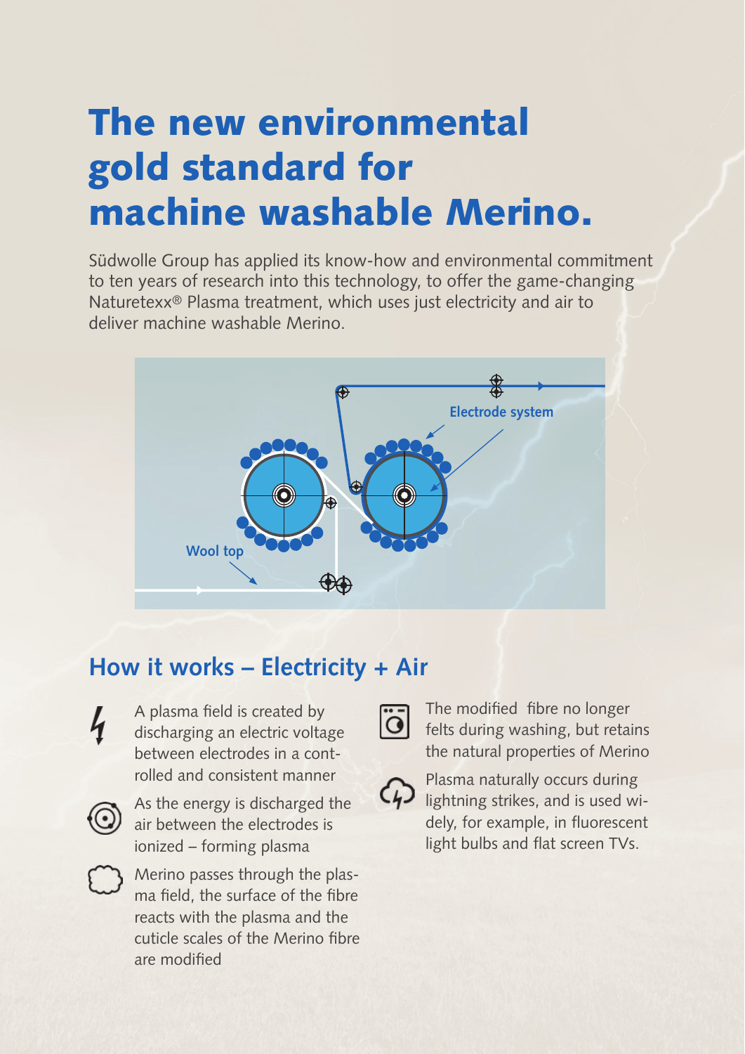# The new environmental gold standard for machine washable Merino.

Südwolle Group has applied its know-how and environmental commitment to ten years of research into this technology, to offer the game-changing Naturetexx® Plasma treatment, which uses just electricity and air to deliver machine washable Merino.

Electrode system

Wool top

## How it works – Electricity + Air

- A plasma field is created by discharging an electric voltage between electrodes in a controlled and consistent manner
- As the energy is discharged the air between the electrodes is ionized – forming plasma
- Merino passes through the plasma field, the surface of the fibre reacts with the plasma and the cuticle scales of the Merino fibre are modified
- The modified fibre no longer felts during washing, but retains the natural properties of Merino
- Plasma naturally occurs during lightning strikes, and is used widely, for example, in fluorescent light bulbs and flat screen TVs.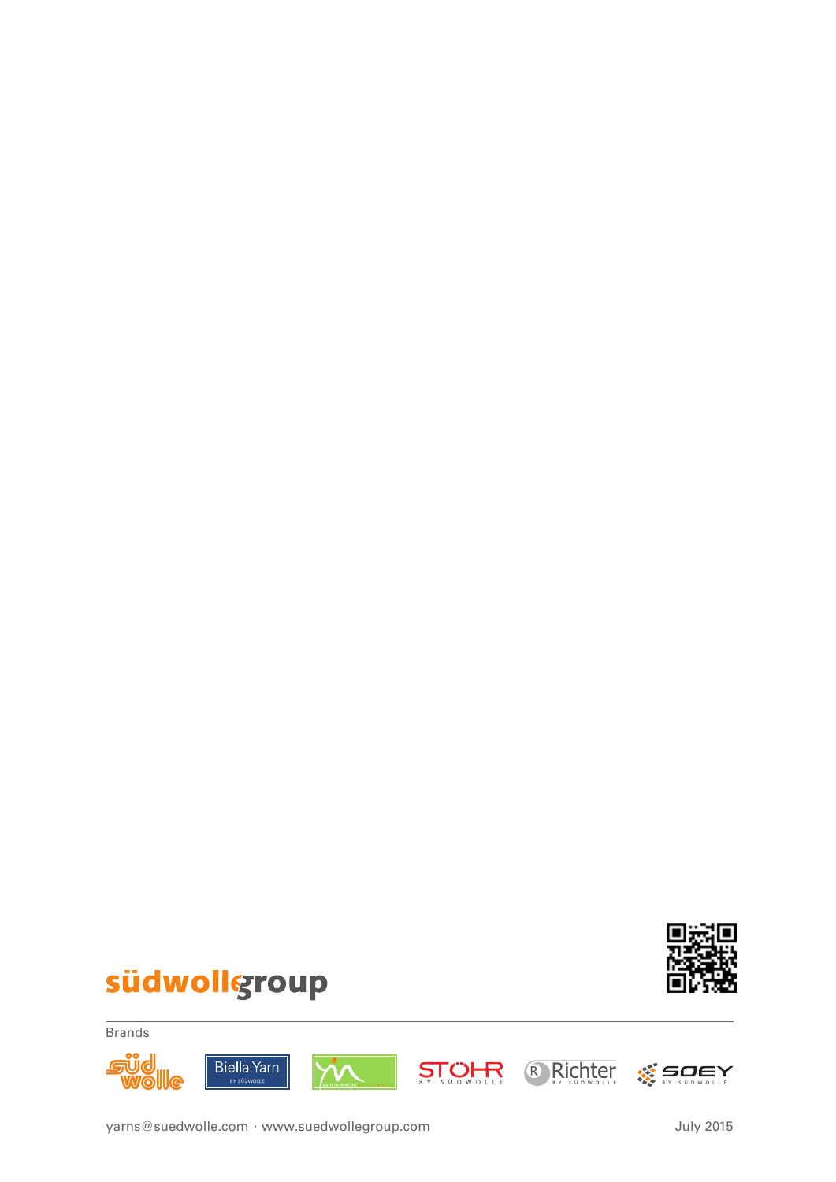südwollegroup

Brands

südwolle · Biella Yarn BY SÜDWOLLE · yarn in motion · STÖHR BY SÜDWOLLE · Richter BY SÜDWOLLE · SOEY BY SÜDWOLLE

yarns@suedwolle.com · www.suedwollegroup.com

July 2015